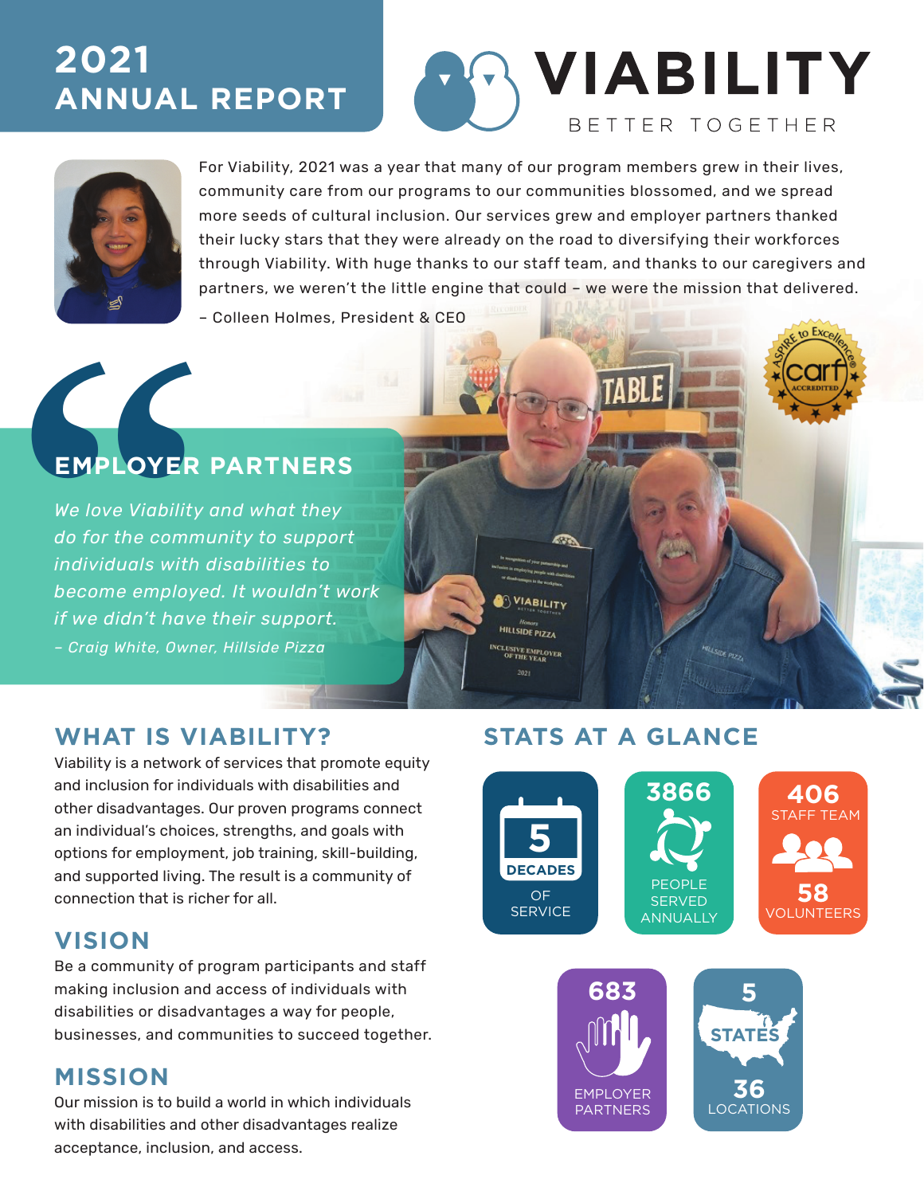# 2021 ANNUAL REPORT

# VIABILITY

BETTER TOGETHER

For Viability, 2021 was a year that many of our program members grew in their lives, community care from our programs to our communities blossomed, and we spread more seeds of cultural inclusion. Our services grew and employer partners thanked their lucky stars that they were already on the road to diversifying their workforces through Viability. With huge thanks to our staff team, and thanks to our caregivers and partners, we weren't the little engine that could – we were the mission that delivered.

– Colleen Holmes, President & CEO

## EMPLOYER PARTNERS

*We love Viability and what they do for the community to support individuals with disabilities to become employed. It wouldn't work if we didn't have their support.*

*– Craig White, Owner, Hillside Pizza*

## WHAT IS VIABILITY?

Viability is a network of services that promote equity and inclusion for individuals with disabilities and other disadvantages. Our proven programs connect an individual's choices, strengths, and goals with options for employment, job training, skill-building, and supported living. The result is a community of connection that is richer for all.

## VISION

Be a community of program participants and staff making inclusion and access of individuals with disabilities or disadvantages a way for people, businesses, and communities to succeed together.

## MISSION

Our mission is to build a world in which individuals with disabilities and other disadvantages realize acceptance, inclusion, and access.

## STATS AT A GLANCE

- **5 DECADES** OF SERVICE
- **3866** PEOPLE SERVED ANNUALLY
- **406** STAFF TEAM
- **58** VOLUNTEERS
- **683** EMPLOYER PARTNERS
- **5 STATES**
- **36** LOCATIONS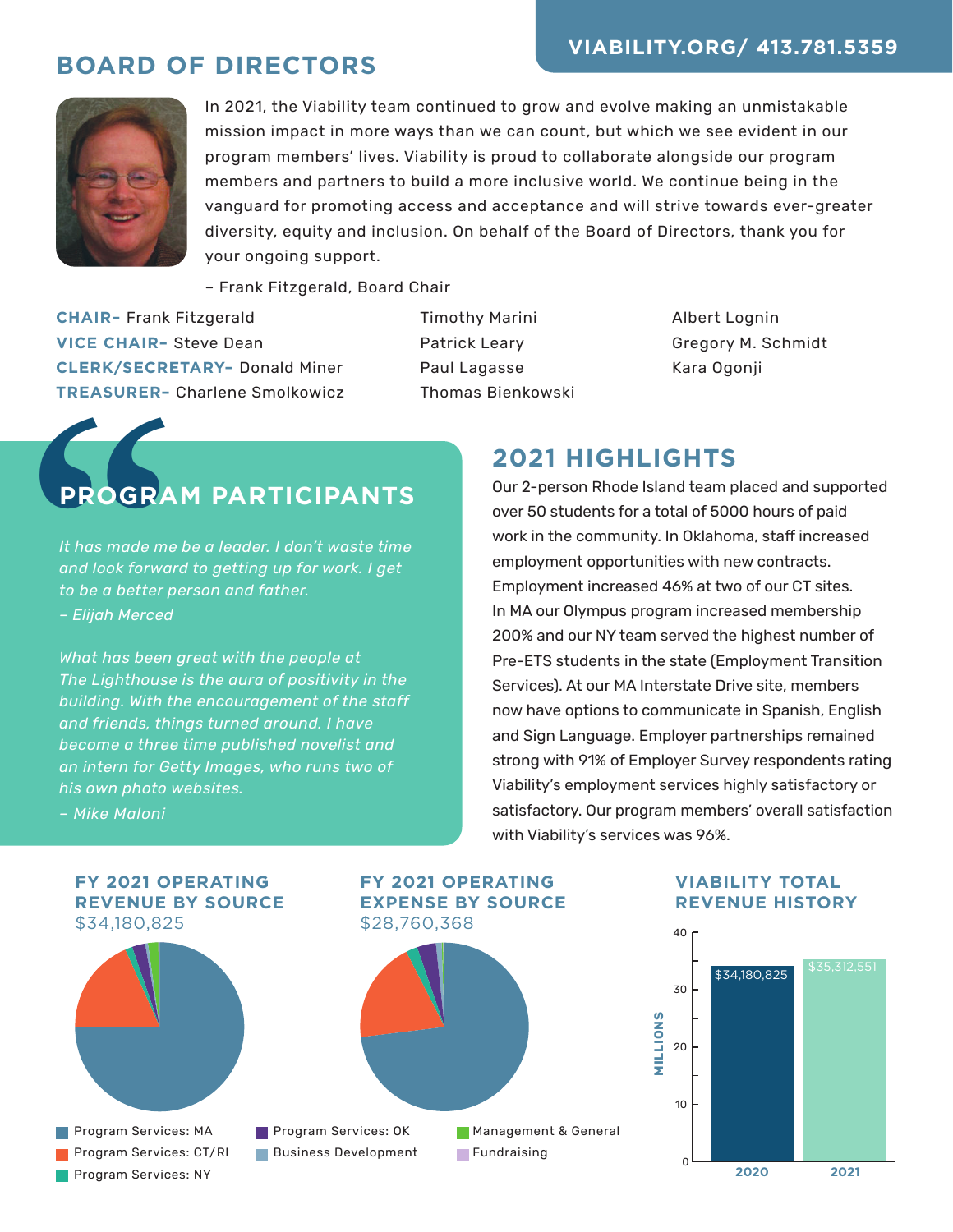VIABILITY.ORG/ 413.781.5359

## BOARD OF DIRECTORS

In 2021, the Viability team continued to grow and evolve making an unmistakable mission impact in more ways than we can count, but which we see evident in our program members' lives. Viability is proud to collaborate alongside our program members and partners to build a more inclusive world. We continue being in the vanguard for promoting access and acceptance and will strive towards ever-greater diversity, equity and inclusion. On behalf of the Board of Directors, thank you for your ongoing support.

– Frank Fitzgerald, Board Chair

**CHAIR–** Frank Fitzgerald
**VICE CHAIR–** Steve Dean
**CLERK/SECRETARY–** Donald Miner
**TREASURER–** Charlene Smolkowicz

Timothy Marini
Patrick Leary
Paul Lagasse
Thomas Bienkowski

Albert Lognin
Gregory M. Schmidt
Kara Ogonji

## PROGRAM PARTICIPANTS

*It has made me be a leader. I don't waste time and look forward to getting up for work. I get to be a better person and father.*
*– Elijah Merced*

*What has been great with the people at The Lighthouse is the aura of positivity in the building. With the encouragement of the staff and friends, things turned around. I have become a three time published novelist and an intern for Getty Images, who runs two of his own photo websites.*
*– Mike Maloni*

## 2021 HIGHLIGHTS

Our 2-person Rhode Island team placed and supported over 50 students for a total of 5000 hours of paid work in the community. In Oklahoma, staff increased employment opportunities with new contracts. Employment increased 46% at two of our CT sites. In MA our Olympus program increased membership 200% and our NY team served the highest number of Pre-ETS students in the state (Employment Transition Services). At our MA Interstate Drive site, members now have options to communicate in Spanish, English and Sign Language. Employer partnerships remained strong with 91% of Employer Survey respondents rating Viability's employment services highly satisfactory or satisfactory. Our program members' overall satisfaction with Viability's services was 96%.

### FY 2021 OPERATING REVENUE BY SOURCE
$34,180,825

### FY 2021 OPERATING EXPENSE BY SOURCE
$28,760,368

Program Services: MA
Program Services: CT/RI
Program Services: NY
Program Services: OK
Business Development
Management & General
Fundraising

### VIABILITY TOTAL REVENUE HISTORY

MILLIONS
0
10
20
30
40
$34,180,825
$35,312,551
2020
2021